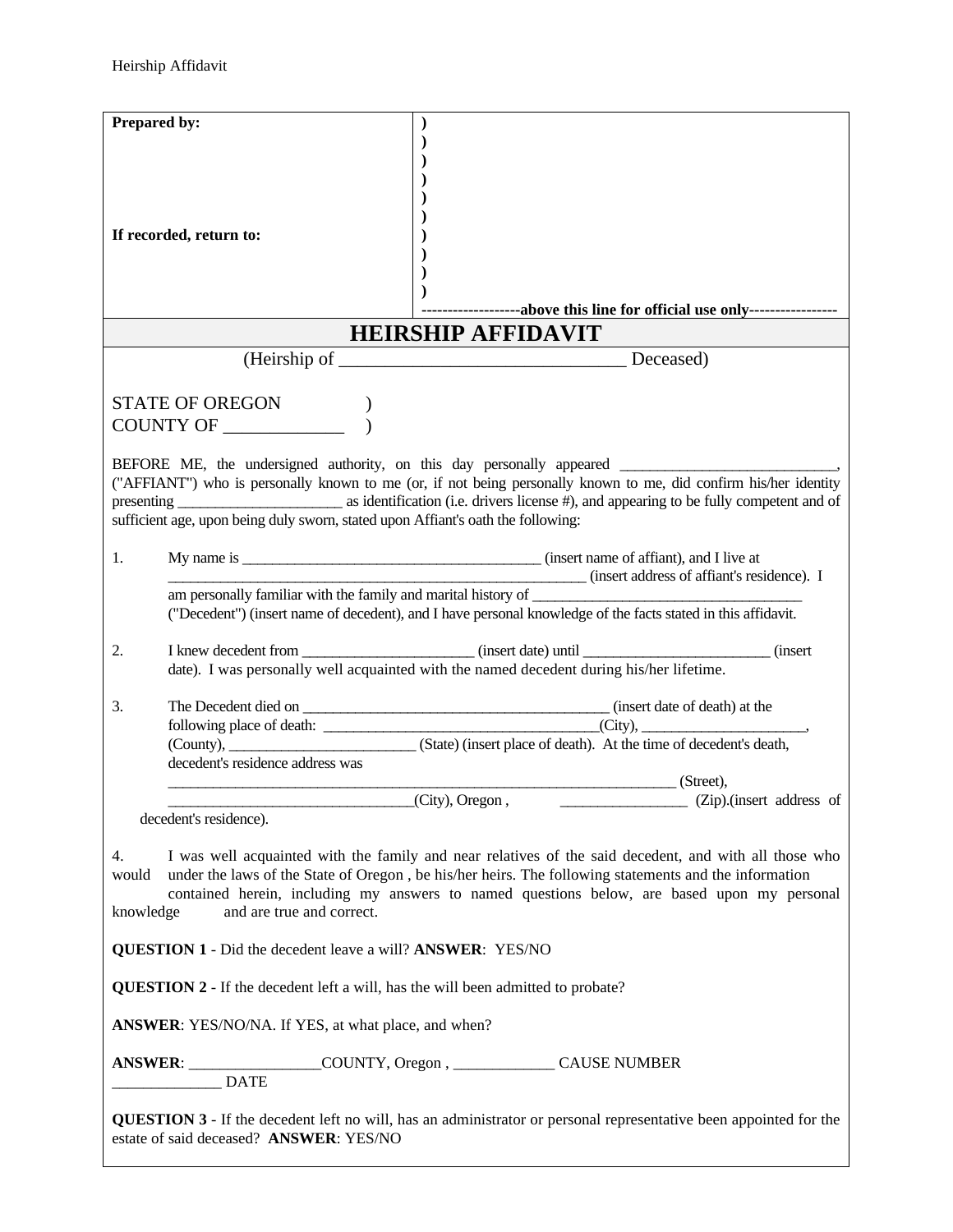| Prepared by: | ) |
|---|---|
| | ) |
| | ) |
| | ) |
| | ) |
| | ) |
| If recorded, return to: | ) |
| | ) |
| | ) |
| | ) |
| | -------------------above this line for official use only----------------- |

# HEIRSHIP AFFIDAVIT

(Heirship of _______________________________ Deceased)

STATE OF OREGON )
COUNTY OF _____________ )

BEFORE ME, the undersigned authority, on this day personally appeared ____________________________, ("AFFIANT") who is personally known to me (or, if not being personally known to me, did confirm his/her identity presenting ______________________ as identification (i.e. drivers license #), and appearing to be fully competent and of sufficient age, upon being duly sworn, stated upon Affiant's oath the following:

1. My name is _________________________________________ (insert name of affiant), and I live at ____________________________________________________________ (insert address of affiant's residence). I am personally familiar with the family and marital history of _____________________________________ ("Decedent") (insert name of decedent), and I have personal knowledge of the facts stated in this affidavit.

2. I knew decedent from _______________________ (insert date) until _________________________ (insert date). I was personally well acquainted with the named decedent during his/her lifetime.

3. The Decedent died on __________________________________________ (insert date of death) at the following place of death: _____________________________________(City), ______________________, (County), _________________________ (State) (insert place of death). At the time of decedent's death, decedent's residence address was ________________________________________________________________________ (Street), __________________________________(City), Oregon , _________________ (Zip).(insert address of decedent's residence).

4. I was well acquainted with the family and near relatives of the said decedent, and with all those who would under the laws of the State of Oregon , be his/her heirs. The following statements and the information contained herein, including my answers to named questions below, are based upon my personal knowledge and are true and correct.

**QUESTION 1** - Did the decedent leave a will? **ANSWER**: YES/NO

**QUESTION 2** - If the decedent left a will, has the will been admitted to probate?

**ANSWER**: YES/NO/NA. If YES, at what place, and when?

**ANSWER**: _________________COUNTY, Oregon , _____________ CAUSE NUMBER ______________ DATE

**QUESTION 3** - If the decedent left no will, has an administrator or personal representative been appointed for the estate of said deceased? **ANSWER**: YES/NO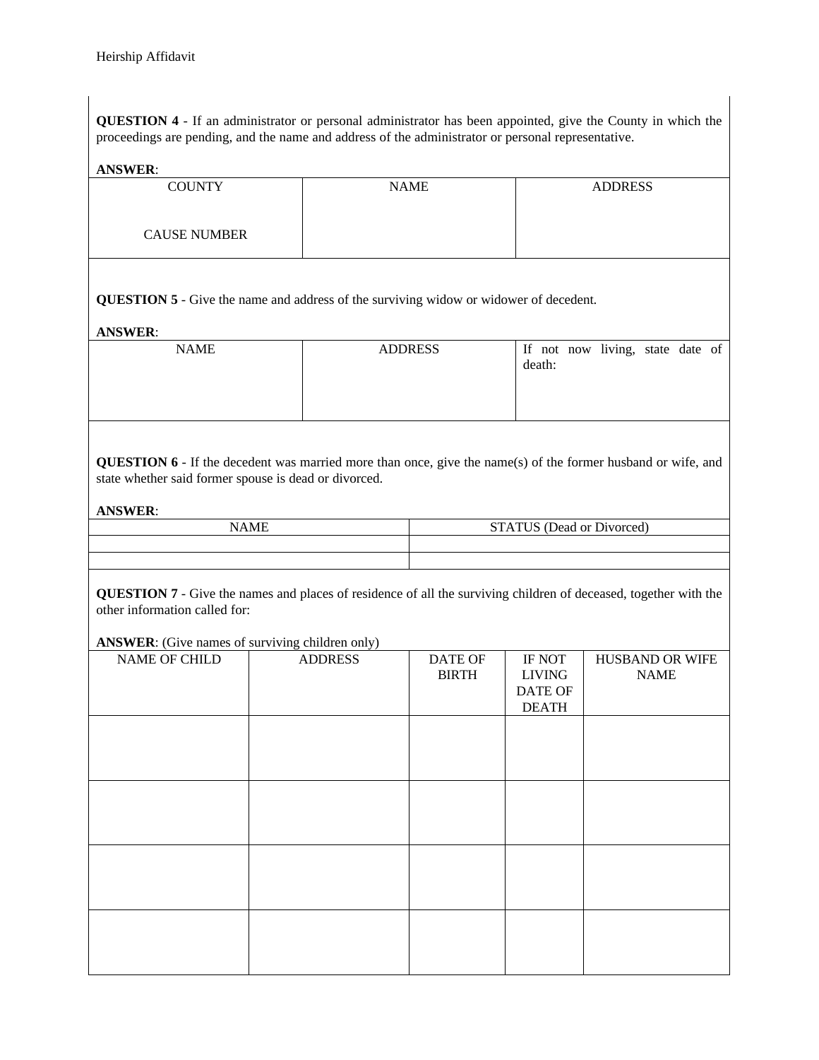**QUESTION 4** - If an administrator or personal administrator has been appointed, give the County in which the proceedings are pending, and the name and address of the administrator or personal representative.

**ANSWER**:

| COUNTY<br><br>CAUSE NUMBER | NAME | ADDRESS |
|---|---|---|

**QUESTION 5** - Give the name and address of the surviving widow or widower of decedent.

**ANSWER**:

| NAME | ADDRESS | If not now living, state date of death: |
|---|---|---|

**QUESTION 6** - If the decedent was married more than once, give the name(s) of the former husband or wife, and state whether said former spouse is dead or divorced.

**ANSWER**:

| NAME | STATUS (Dead or Divorced) |
|---|---|
| | |
| | |

**QUESTION 7** - Give the names and places of residence of all the surviving children of deceased, together with the other information called for:

**ANSWER**: (Give names of surviving children only)

| NAME OF CHILD | ADDRESS | DATE OF BIRTH | IF NOT LIVING DATE OF DEATH | HUSBAND OR WIFE NAME |
|---|---|---|---|---|
| | | | | |
| | | | | |
| | | | | |
| | | | | |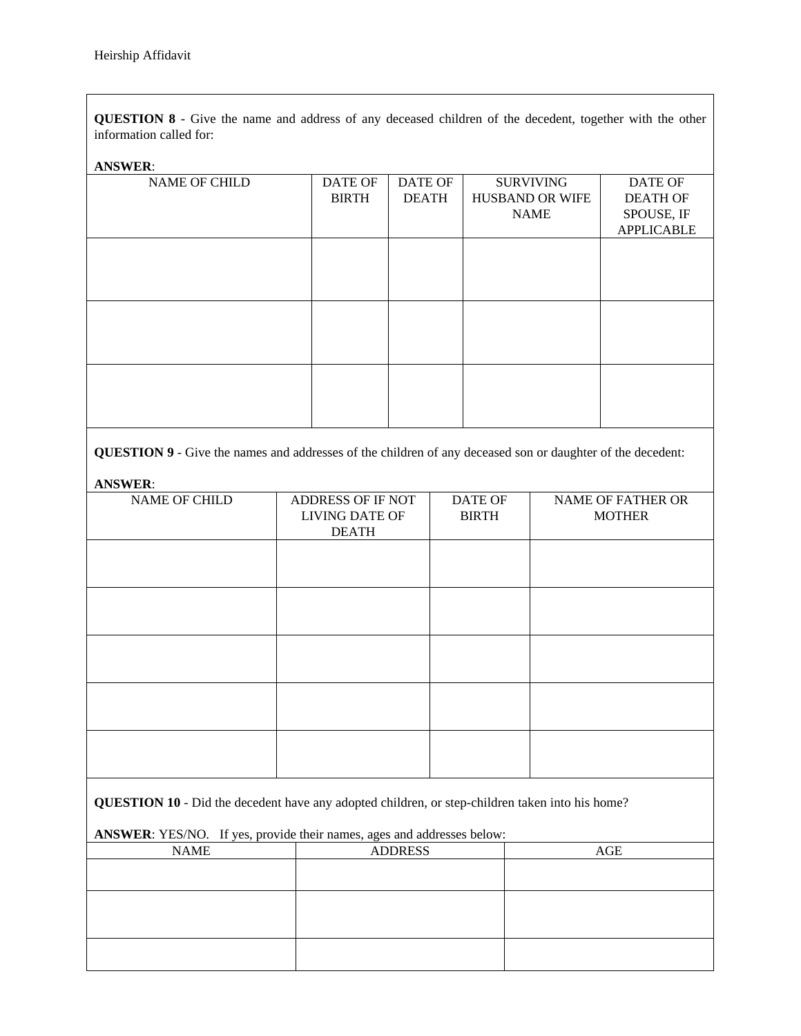**QUESTION 8** - Give the name and address of any deceased children of the decedent, together with the other information called for:

**ANSWER**:

| NAME OF CHILD | DATE OF BIRTH | DATE OF DEATH | SURVIVING HUSBAND OR WIFE NAME | DATE OF DEATH OF SPOUSE, IF APPLICABLE |
|---|---|---|---|---|
| | | | | |
| | | | | |
| | | | | |

**QUESTION 9** - Give the names and addresses of the children of any deceased son or daughter of the decedent:

**ANSWER**:

| NAME OF CHILD | ADDRESS OF IF NOT LIVING DATE OF DEATH | DATE OF BIRTH | NAME OF FATHER OR MOTHER |
|---|---|---|---|
| | | | |
| | | | |
| | | | |
| | | | |
| | | | |

**QUESTION 10** - Did the decedent have any adopted children, or step-children taken into his home?

**ANSWER**: YES/NO. If yes, provide their names, ages and addresses below:

| NAME | ADDRESS | AGE |
|---|---|---|
| | | |
| | | |
| | | |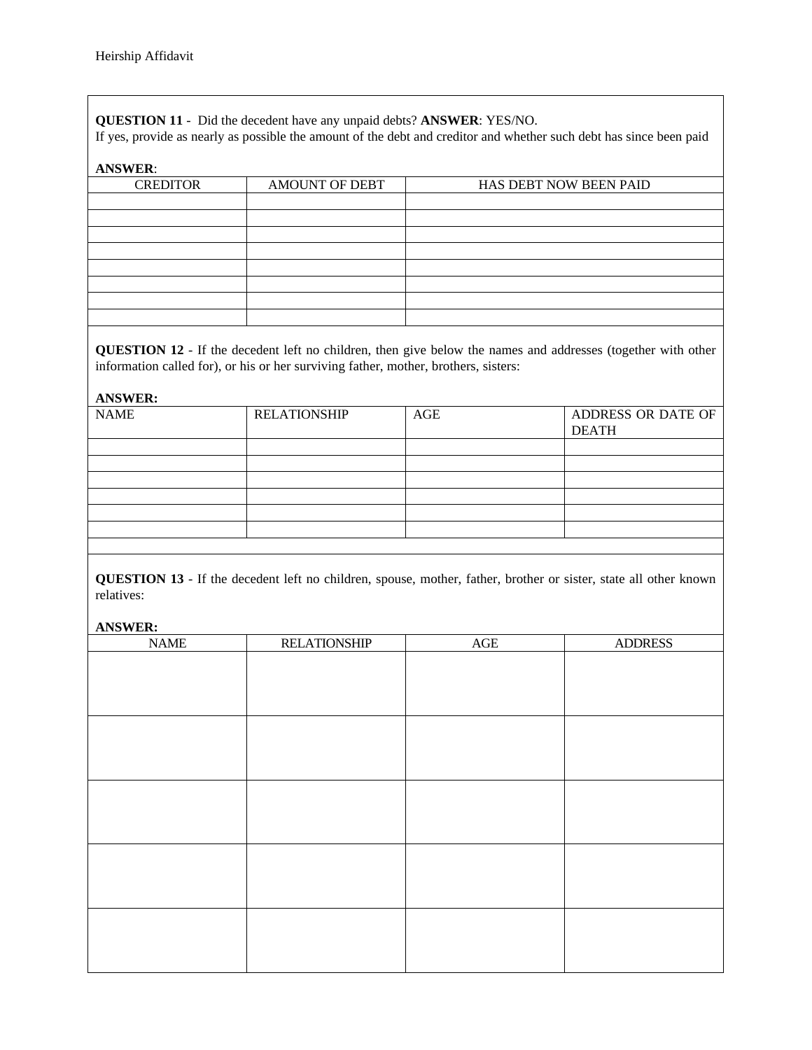**QUESTION 11** - Did the decedent have any unpaid debts? **ANSWER**: YES/NO.
If yes, provide as nearly as possible the amount of the debt and creditor and whether such debt has since been paid

**ANSWER**:

| CREDITOR | AMOUNT OF DEBT | HAS DEBT NOW BEEN PAID |
| --- | --- | --- |
| | | |
| | | |
| | | |
| | | |
| | | |
| | | |
| | | |
| | | |

**QUESTION 12** - If the decedent left no children, then give below the names and addresses (together with other information called for), or his or her surviving father, mother, brothers, sisters:

**ANSWER:**

| NAME | RELATIONSHIP | AGE | ADDRESS OR DATE OF DEATH |
| --- | --- | --- | --- |
| | | | |
| | | | |
| | | | |
| | | | |
| | | | |
| | | | |

**QUESTION 13** - If the decedent left no children, spouse, mother, father, brother or sister, state all other known relatives:

**ANSWER:**

| NAME | RELATIONSHIP | AGE | ADDRESS |
| --- | --- | --- | --- |
| | | | |
| | | | |
| | | | |
| | | | |
| | | | |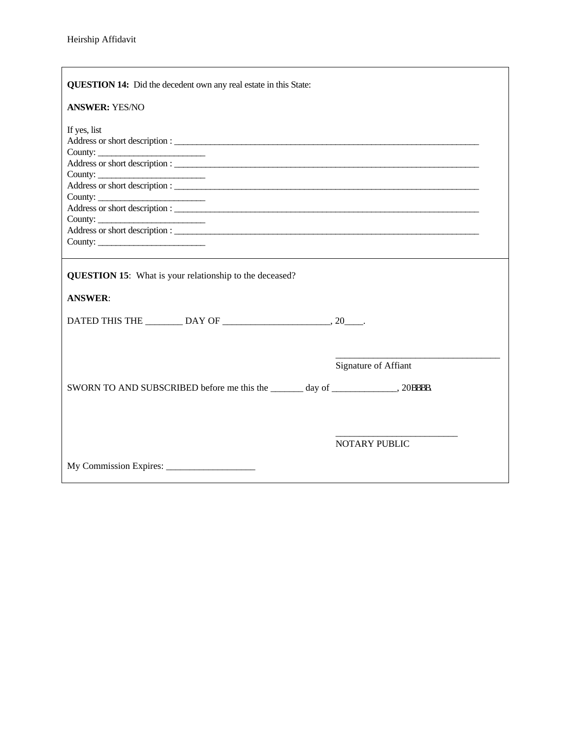**QUESTION 14:** Did the decedent own any real estate in this State:

**ANSWER:** YES/NO

If yes, list
Address or short description : ___________________________________________________________________________
County: __________________________
Address or short description : ___________________________________________________________________________
County: __________________________
Address or short description : ___________________________________________________________________________
County: __________________________
Address or short description : ___________________________________________________________________________
County: __________________________
Address or short description : ___________________________________________________________________________
County: __________________________

**QUESTION 15**: What is your relationship to the deceased?

**ANSWER**:

DATED THIS THE ________ DAY OF ______________________, 20____.

_____________________________________
Signature of Affiant

SWORN TO AND SUBSCRIBED before me this the _______ day of ______________, 20BBBB.

___________________________
NOTARY PUBLIC

My Commission Expires: ___________________